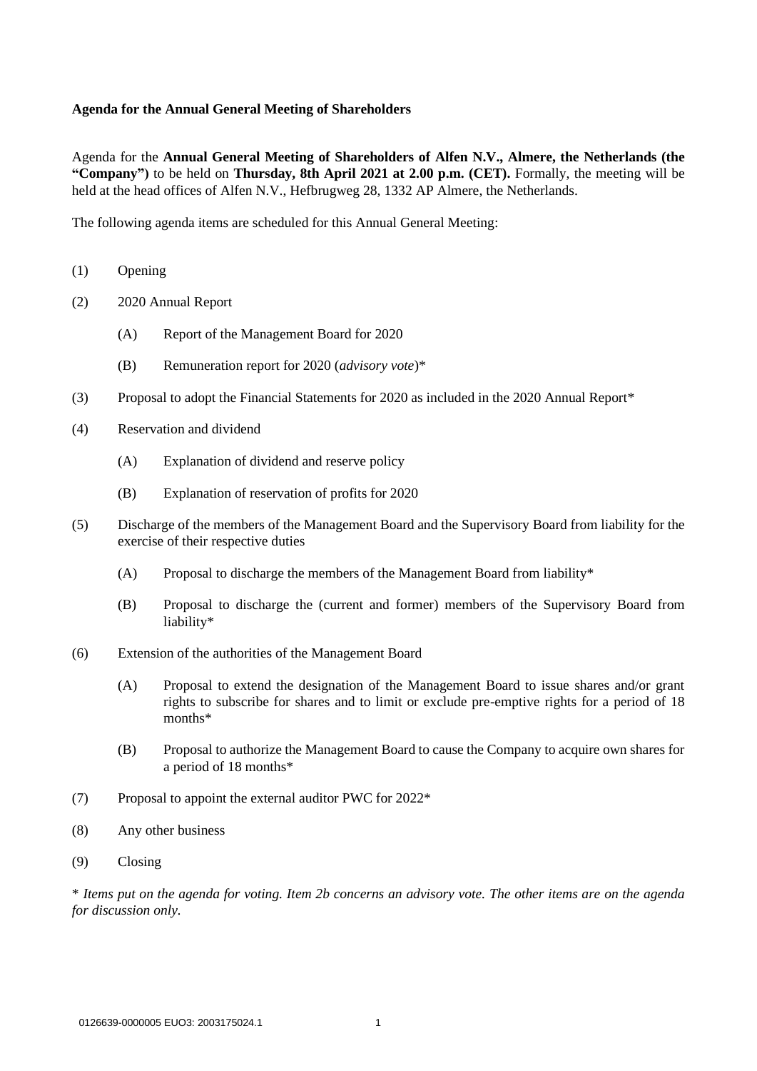**Agenda for the Annual General Meeting of Shareholders**

Agenda for the **Annual General Meeting of Shareholders of Alfen N.V., Almere, the Netherlands (the "Company")** to be held on **Thursday, 8th April 2021 at 2.00 p.m. (CET).** Formally, the meeting will be held at the head offices of Alfen N.V., Hefbrugweg 28, 1332 AP Almere, the Netherlands.

The following agenda items are scheduled for this Annual General Meeting:

(1) Opening

(2) 2020 Annual Report

  (A) Report of the Management Board for 2020

  (B) Remuneration report for 2020 (*advisory vote*)*

(3) Proposal to adopt the Financial Statements for 2020 as included in the 2020 Annual Report*

(4) Reservation and dividend

  (A) Explanation of dividend and reserve policy

  (B) Explanation of reservation of profits for 2020

(5) Discharge of the members of the Management Board and the Supervisory Board from liability for the exercise of their respective duties

  (A) Proposal to discharge the members of the Management Board from liability*

  (B) Proposal to discharge the (current and former) members of the Supervisory Board from liability*

(6) Extension of the authorities of the Management Board

  (A) Proposal to extend the designation of the Management Board to issue shares and/or grant rights to subscribe for shares and to limit or exclude pre-emptive rights for a period of 18 months*

  (B) Proposal to authorize the Management Board to cause the Company to acquire own shares for a period of 18 months*

(7) Proposal to appoint the external auditor PWC for 2022*

(8) Any other business

(9) Closing

* *Items put on the agenda for voting. Item 2b concerns an advisory vote. The other items are on the agenda for discussion only.*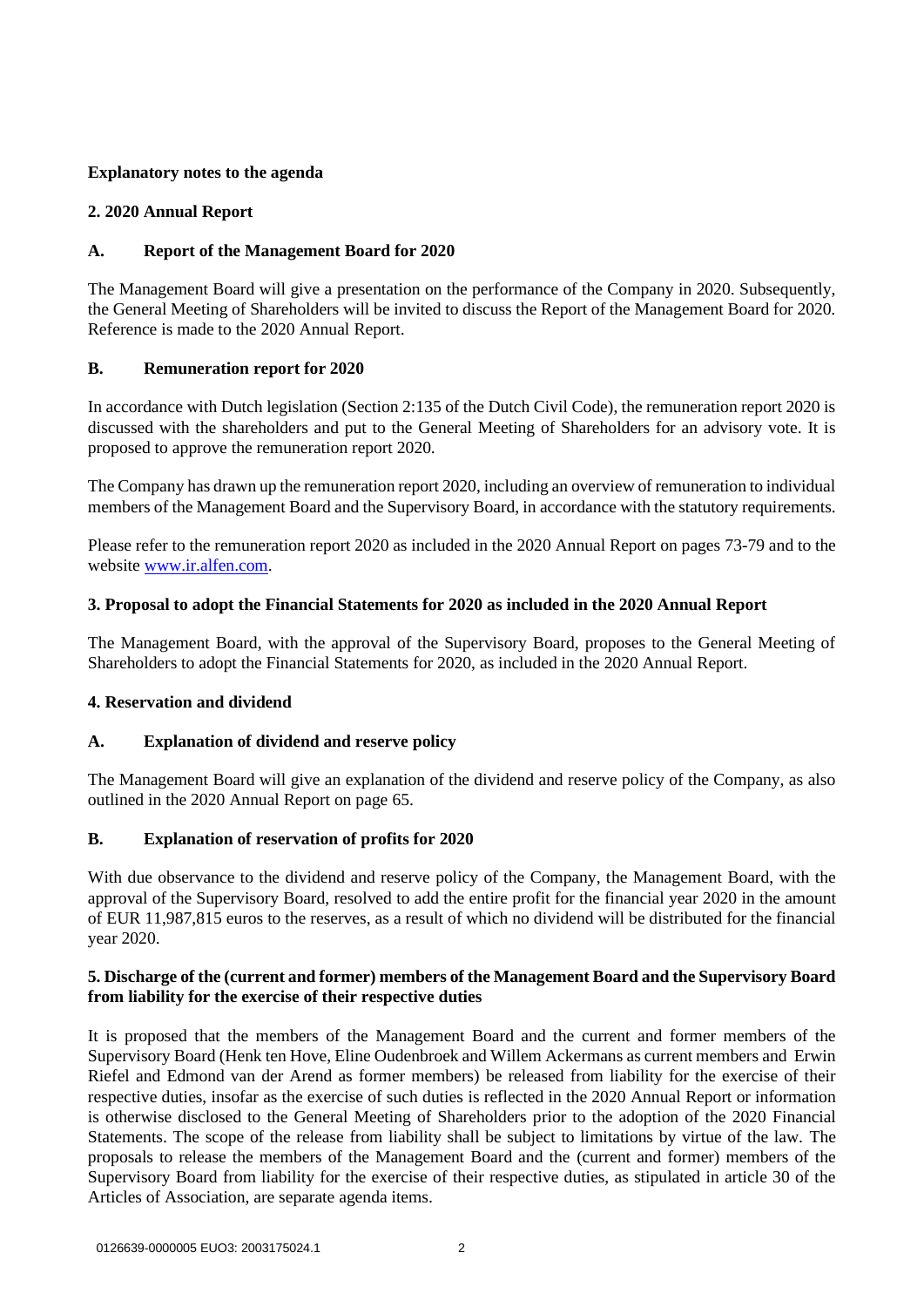**Explanatory notes to the agenda**

**2. 2020 Annual Report**

**A. Report of the Management Board for 2020**

The Management Board will give a presentation on the performance of the Company in 2020. Subsequently, the General Meeting of Shareholders will be invited to discuss the Report of the Management Board for 2020. Reference is made to the 2020 Annual Report.

**B. Remuneration report for 2020**

In accordance with Dutch legislation (Section 2:135 of the Dutch Civil Code), the remuneration report 2020 is discussed with the shareholders and put to the General Meeting of Shareholders for an advisory vote. It is proposed to approve the remuneration report 2020.

The Company has drawn up the remuneration report 2020, including an overview of remuneration to individual members of the Management Board and the Supervisory Board, in accordance with the statutory requirements.

Please refer to the remuneration report 2020 as included in the 2020 Annual Report on pages 73-79 and to the website www.ir.alfen.com.

**3. Proposal to adopt the Financial Statements for 2020 as included in the 2020 Annual Report**

The Management Board, with the approval of the Supervisory Board, proposes to the General Meeting of Shareholders to adopt the Financial Statements for 2020, as included in the 2020 Annual Report.

**4. Reservation and dividend**

**A. Explanation of dividend and reserve policy**

The Management Board will give an explanation of the dividend and reserve policy of the Company, as also outlined in the 2020 Annual Report on page 65.

**B. Explanation of reservation of profits for 2020**

With due observance to the dividend and reserve policy of the Company, the Management Board, with the approval of the Supervisory Board, resolved to add the entire profit for the financial year 2020 in the amount of EUR 11,987,815 euros to the reserves, as a result of which no dividend will be distributed for the financial year 2020.

**5. Discharge of the (current and former) members of the Management Board and the Supervisory Board from liability for the exercise of their respective duties**

It is proposed that the members of the Management Board and the current and former members of the Supervisory Board (Henk ten Hove, Eline Oudenbroek and Willem Ackermans as current members and Erwin Riefel and Edmond van der Arend as former members) be released from liability for the exercise of their respective duties, insofar as the exercise of such duties is reflected in the 2020 Annual Report or information is otherwise disclosed to the General Meeting of Shareholders prior to the adoption of the 2020 Financial Statements. The scope of the release from liability shall be subject to limitations by virtue of the law. The proposals to release the members of the Management Board and the (current and former) members of the Supervisory Board from liability for the exercise of their respective duties, as stipulated in article 30 of the Articles of Association, are separate agenda items.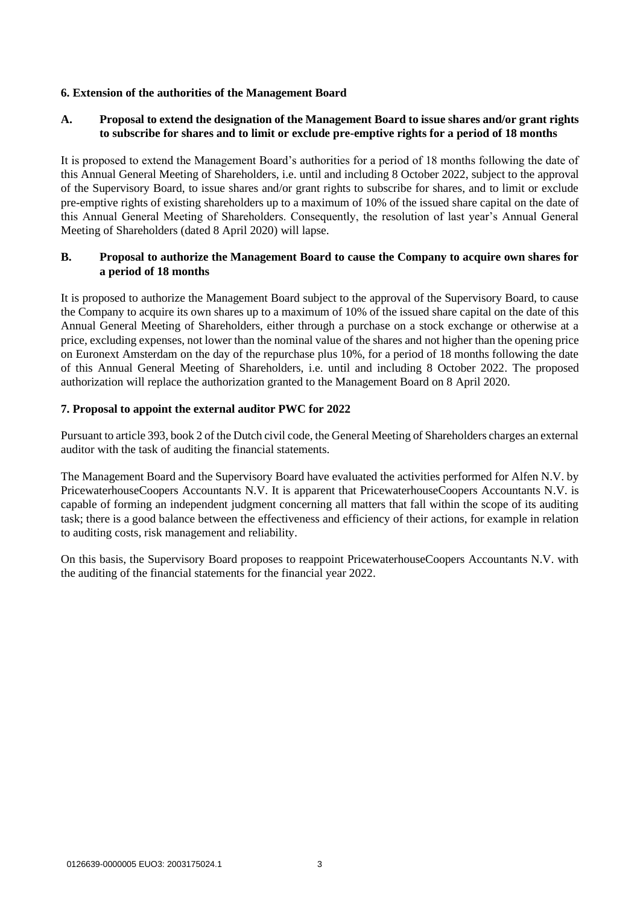## 6. Extension of the authorities of the Management Board

### A. Proposal to extend the designation of the Management Board to issue shares and/or grant rights to subscribe for shares and to limit or exclude pre-emptive rights for a period of 18 months

It is proposed to extend the Management Board's authorities for a period of 18 months following the date of this Annual General Meeting of Shareholders, i.e. until and including 8 October 2022, subject to the approval of the Supervisory Board, to issue shares and/or grant rights to subscribe for shares, and to limit or exclude pre-emptive rights of existing shareholders up to a maximum of 10% of the issued share capital on the date of this Annual General Meeting of Shareholders. Consequently, the resolution of last year's Annual General Meeting of Shareholders (dated 8 April 2020) will lapse.

### B. Proposal to authorize the Management Board to cause the Company to acquire own shares for a period of 18 months

It is proposed to authorize the Management Board subject to the approval of the Supervisory Board, to cause the Company to acquire its own shares up to a maximum of 10% of the issued share capital on the date of this Annual General Meeting of Shareholders, either through a purchase on a stock exchange or otherwise at a price, excluding expenses, not lower than the nominal value of the shares and not higher than the opening price on Euronext Amsterdam on the day of the repurchase plus 10%, for a period of 18 months following the date of this Annual General Meeting of Shareholders, i.e. until and including 8 October 2022. The proposed authorization will replace the authorization granted to the Management Board on 8 April 2020.

## 7. Proposal to appoint the external auditor PWC for 2022

Pursuant to article 393, book 2 of the Dutch civil code, the General Meeting of Shareholders charges an external auditor with the task of auditing the financial statements.

The Management Board and the Supervisory Board have evaluated the activities performed for Alfen N.V. by PricewaterhouseCoopers Accountants N.V. It is apparent that PricewaterhouseCoopers Accountants N.V. is capable of forming an independent judgment concerning all matters that fall within the scope of its auditing task; there is a good balance between the effectiveness and efficiency of their actions, for example in relation to auditing costs, risk management and reliability.

On this basis, the Supervisory Board proposes to reappoint PricewaterhouseCoopers Accountants N.V. with the auditing of the financial statements for the financial year 2022.

0126639-0000005 EUO3: 2003175024.1